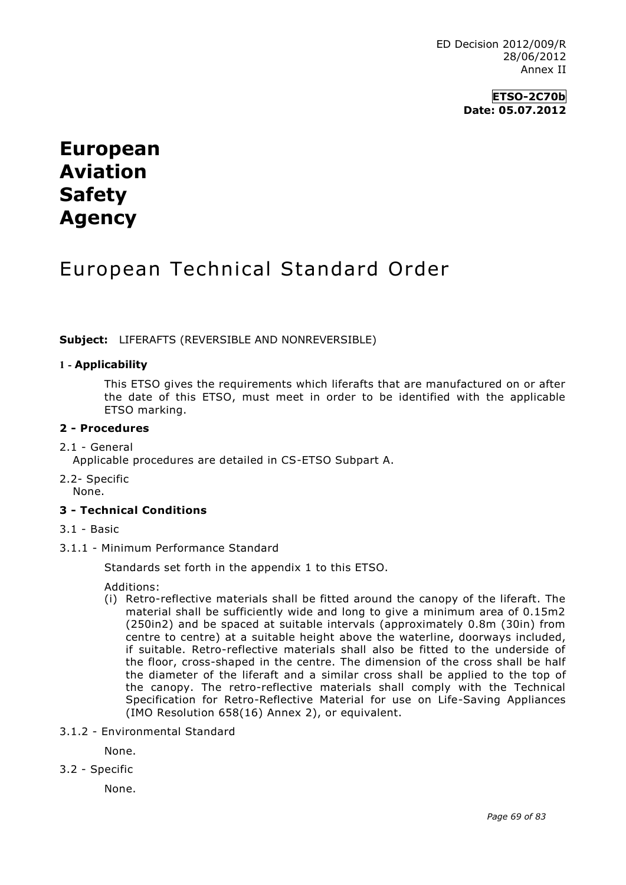ED Decision 2012/009/R
28/06/2012
Annex II

**ETSO-2C70b**
**Date: 05.07.2012**

# European Aviation Safety Agency

# European Technical Standard Order

**Subject:** LIFERAFTS (REVERSIBLE AND NONREVERSIBLE)

## 1 - Applicability

This ETSO gives the requirements which liferafts that are manufactured on or after the date of this ETSO, must meet in order to be identified with the applicable ETSO marking.

## 2 - Procedures

2.1 - General
Applicable procedures are detailed in CS-ETSO Subpart A.

2.2- Specific
None.

## 3 - Technical Conditions

3.1 - Basic

3.1.1 - Minimum Performance Standard

Standards set forth in the appendix 1 to this ETSO.

Additions:

(i) Retro-reflective materials shall be fitted around the canopy of the liferaft. The material shall be sufficiently wide and long to give a minimum area of 0.15m2 (250in2) and be spaced at suitable intervals (approximately 0.8m (30in) from centre to centre) at a suitable height above the waterline, doorways included, if suitable. Retro-reflective materials shall also be fitted to the underside of the floor, cross-shaped in the centre. The dimension of the cross shall be half the diameter of the liferaft and a similar cross shall be applied to the top of the canopy. The retro-reflective materials shall comply with the Technical Specification for Retro-Reflective Material for use on Life-Saving Appliances (IMO Resolution 658(16) Annex 2), or equivalent.

3.1.2 - Environmental Standard

None.

3.2 - Specific

None.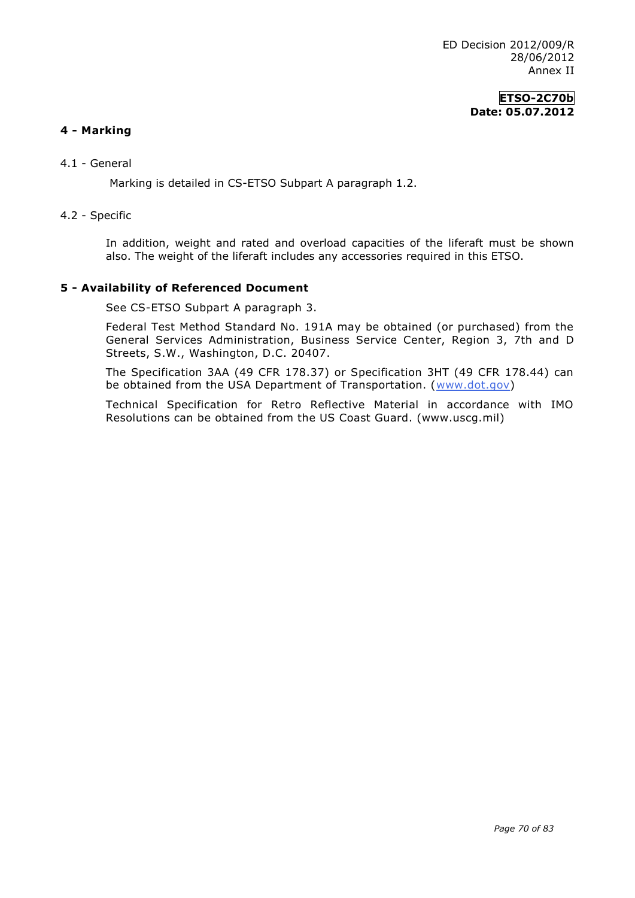## 4 - Marking

4.1 - General

Marking is detailed in CS-ETSO Subpart A paragraph 1.2.

4.2 - Specific

In addition, weight and rated and overload capacities of the liferaft must be shown also. The weight of the liferaft includes any accessories required in this ETSO.

## 5 - Availability of Referenced Document

See CS-ETSO Subpart A paragraph 3.

Federal Test Method Standard No. 191A may be obtained (or purchased) from the General Services Administration, Business Service Center, Region 3, 7th and D Streets, S.W., Washington, D.C. 20407.

The Specification 3AA (49 CFR 178.37) or Specification 3HT (49 CFR 178.44) can be obtained from the USA Department of Transportation. (www.dot.gov)

Technical Specification for Retro Reflective Material in accordance with IMO Resolutions can be obtained from the US Coast Guard. (www.uscg.mil)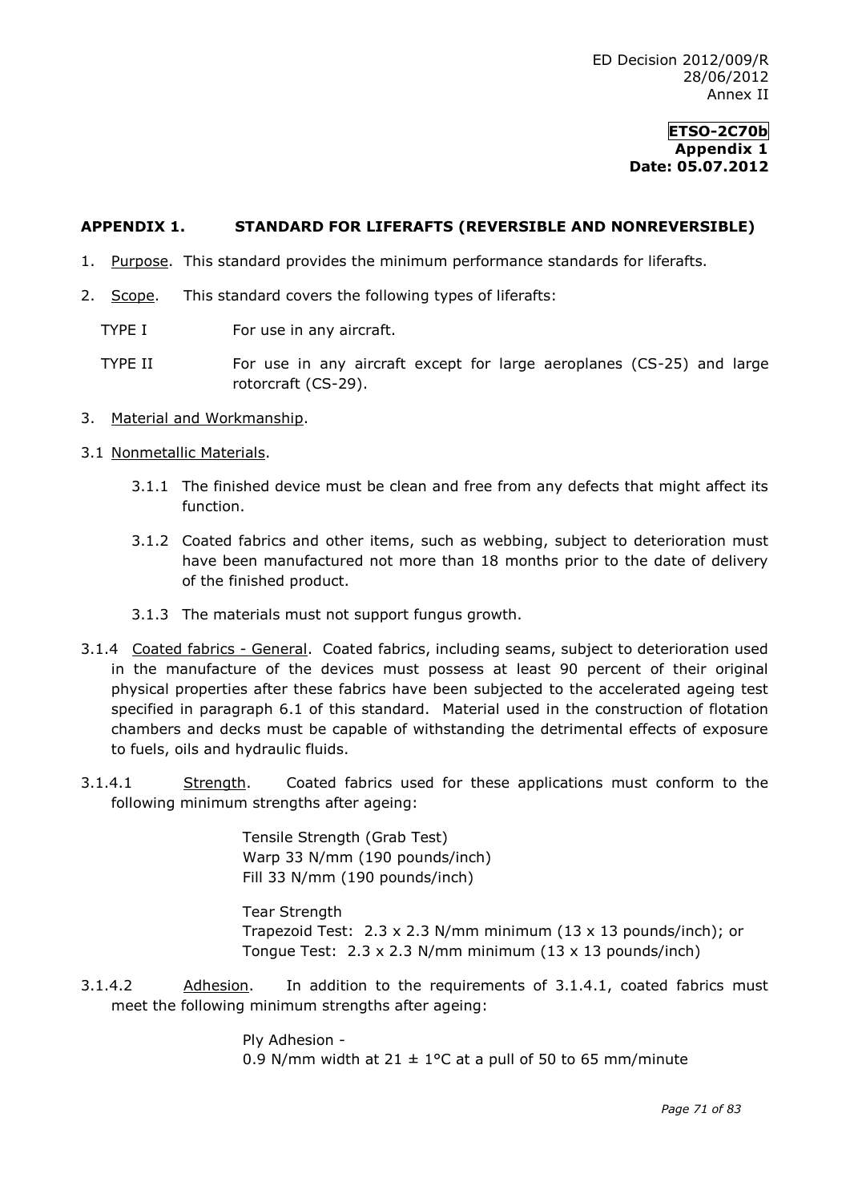**ETSO-2C70b**
**Appendix 1**
**Date: 05.07.2012**

## APPENDIX 1. STANDARD FOR LIFERAFTS (REVERSIBLE AND NONREVERSIBLE)

1. Purpose. This standard provides the minimum performance standards for liferafts.

2. Scope. This standard covers the following types of liferafts:

   TYPE I For use in any aircraft.

   TYPE II For use in any aircraft except for large aeroplanes (CS-25) and large rotorcraft (CS-29).

3. Material and Workmanship.

3.1 Nonmetallic Materials.

   3.1.1 The finished device must be clean and free from any defects that might affect its function.

   3.1.2 Coated fabrics and other items, such as webbing, subject to deterioration must have been manufactured not more than 18 months prior to the date of delivery of the finished product.

   3.1.3 The materials must not support fungus growth.

3.1.4 Coated fabrics - General. Coated fabrics, including seams, subject to deterioration used in the manufacture of the devices must possess at least 90 percent of their original physical properties after these fabrics have been subjected to the accelerated ageing test specified in paragraph 6.1 of this standard. Material used in the construction of flotation chambers and decks must be capable of withstanding the detrimental effects of exposure to fuels, oils and hydraulic fluids.

3.1.4.1 Strength. Coated fabrics used for these applications must conform to the following minimum strengths after ageing:

Tensile Strength (Grab Test)
Warp 33 N/mm (190 pounds/inch)
Fill 33 N/mm (190 pounds/inch)

Tear Strength
Trapezoid Test: 2.3 x 2.3 N/mm minimum (13 x 13 pounds/inch); or
Tongue Test: 2.3 x 2.3 N/mm minimum (13 x 13 pounds/inch)

3.1.4.2 Adhesion. In addition to the requirements of 3.1.4.1, coated fabrics must meet the following minimum strengths after ageing:

Ply Adhesion -
0.9 N/mm width at 21 ± 1°C at a pull of 50 to 65 mm/minute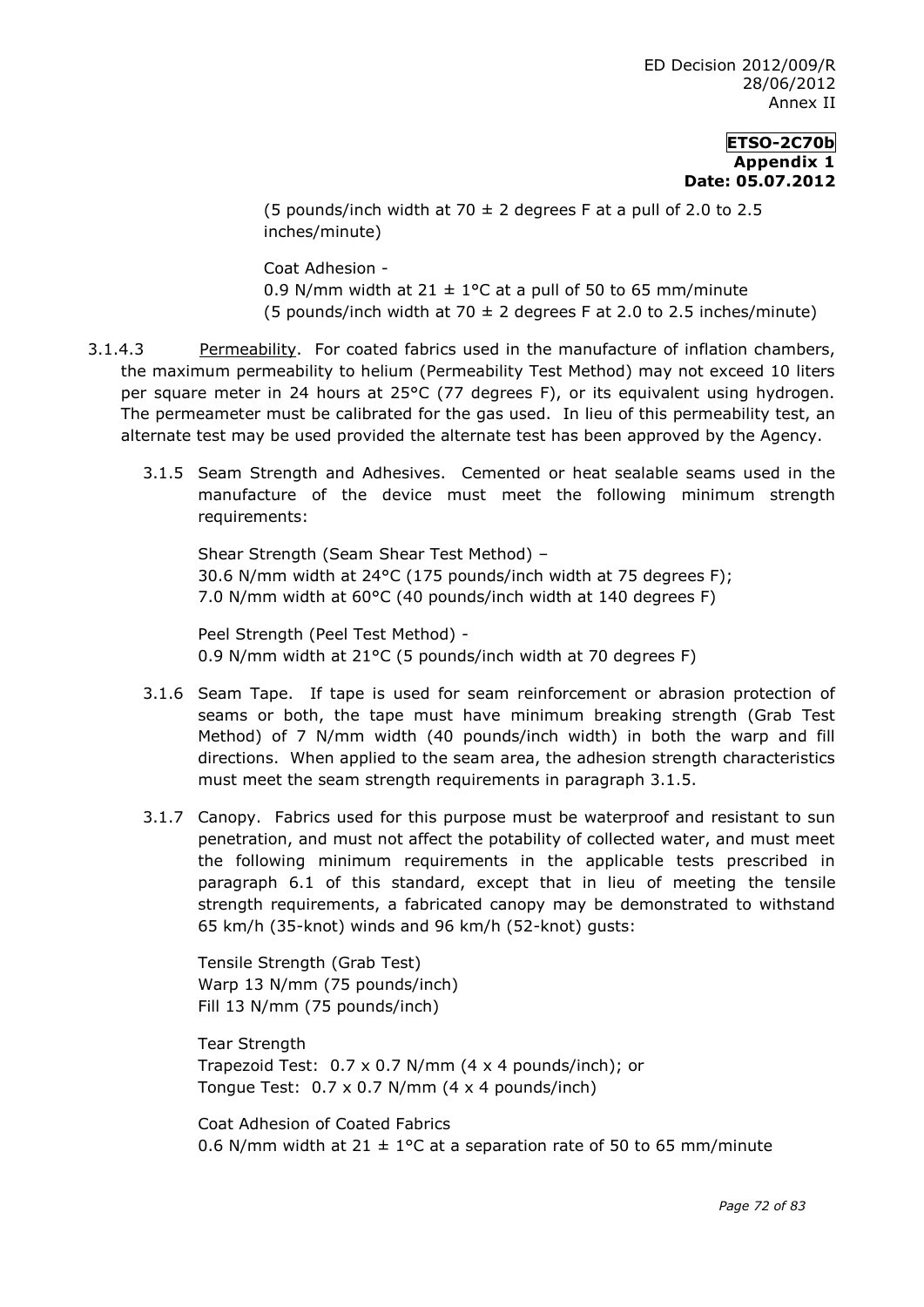(5 pounds/inch width at 70 ± 2 degrees F at a pull of 2.0 to 2.5 inches/minute)

Coat Adhesion -
0.9 N/mm width at 21 ± 1°C at a pull of 50 to 65 mm/minute
(5 pounds/inch width at 70 ± 2 degrees F at 2.0 to 2.5 inches/minute)

3.1.4.3 Permeability. For coated fabrics used in the manufacture of inflation chambers, the maximum permeability to helium (Permeability Test Method) may not exceed 10 liters per square meter in 24 hours at 25°C (77 degrees F), or its equivalent using hydrogen. The permeameter must be calibrated for the gas used. In lieu of this permeability test, an alternate test may be used provided the alternate test has been approved by the Agency.

3.1.5 Seam Strength and Adhesives. Cemented or heat sealable seams used in the manufacture of the device must meet the following minimum strength requirements:

Shear Strength (Seam Shear Test Method) –
30.6 N/mm width at 24°C (175 pounds/inch width at 75 degrees F);
7.0 N/mm width at 60°C (40 pounds/inch width at 140 degrees F)

Peel Strength (Peel Test Method) -
0.9 N/mm width at 21°C (5 pounds/inch width at 70 degrees F)

3.1.6 Seam Tape. If tape is used for seam reinforcement or abrasion protection of seams or both, the tape must have minimum breaking strength (Grab Test Method) of 7 N/mm width (40 pounds/inch width) in both the warp and fill directions. When applied to the seam area, the adhesion strength characteristics must meet the seam strength requirements in paragraph 3.1.5.

3.1.7 Canopy. Fabrics used for this purpose must be waterproof and resistant to sun penetration, and must not affect the potability of collected water, and must meet the following minimum requirements in the applicable tests prescribed in paragraph 6.1 of this standard, except that in lieu of meeting the tensile strength requirements, a fabricated canopy may be demonstrated to withstand 65 km/h (35-knot) winds and 96 km/h (52-knot) gusts:

Tensile Strength (Grab Test)
Warp 13 N/mm (75 pounds/inch)
Fill 13 N/mm (75 pounds/inch)

Tear Strength
Trapezoid Test: 0.7 x 0.7 N/mm (4 x 4 pounds/inch); or
Tongue Test: 0.7 x 0.7 N/mm (4 x 4 pounds/inch)

Coat Adhesion of Coated Fabrics
0.6 N/mm width at 21 ± 1°C at a separation rate of 50 to 65 mm/minute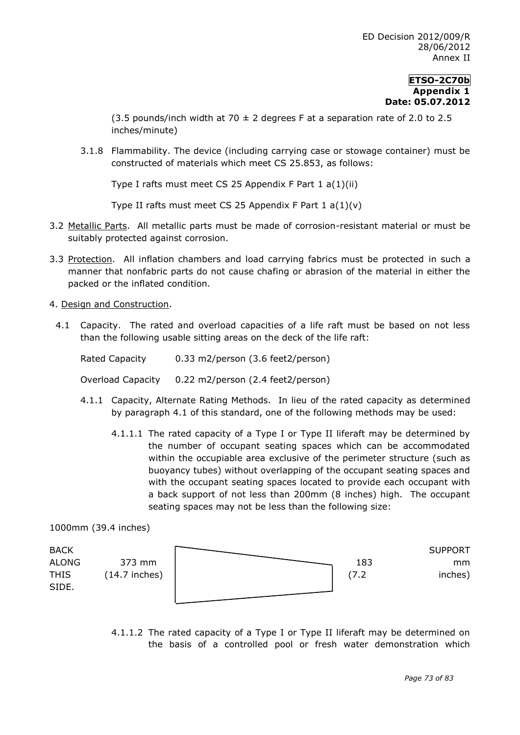(3.5 pounds/inch width at 70 ± 2 degrees F at a separation rate of 2.0 to 2.5 inches/minute)

3.1.8 Flammability. The device (including carrying case or stowage container) must be constructed of materials which meet CS 25.853, as follows:

Type I rafts must meet CS 25 Appendix F Part 1 a(1)(ii)

Type II rafts must meet CS 25 Appendix F Part 1 a(1)(v)

3.2 Metallic Parts. All metallic parts must be made of corrosion-resistant material or must be suitably protected against corrosion.

3.3 Protection. All inflation chambers and load carrying fabrics must be protected in such a manner that nonfabric parts do not cause chafing or abrasion of the material in either the packed or the inflated condition.

4. Design and Construction.

4.1 Capacity. The rated and overload capacities of a life raft must be based on not less than the following usable sitting areas on the deck of the life raft:

Rated Capacity 0.33 m2/person (3.6 feet2/person)

Overload Capacity 0.22 m2/person (2.4 feet2/person)

4.1.1 Capacity, Alternate Rating Methods. In lieu of the rated capacity as determined by paragraph 4.1 of this standard, one of the following methods may be used:

4.1.1.1 The rated capacity of a Type I or Type II liferaft may be determined by the number of occupant seating spaces which can be accommodated within the occupiable area exclusive of the perimeter structure (such as buoyancy tubes) without overlapping of the occupant seating spaces and with the occupant seating spaces located to provide each occupant with a back support of not less than 200mm (8 inches) high. The occupant seating spaces may not be less than the following size:

1000mm (39.4 inches)

BACK SUPPORT ALONG THIS SIDE. 373 mm (14.7 inches) 183 mm (7.2 inches)

4.1.1.2 The rated capacity of a Type I or Type II liferaft may be determined on the basis of a controlled pool or fresh water demonstration which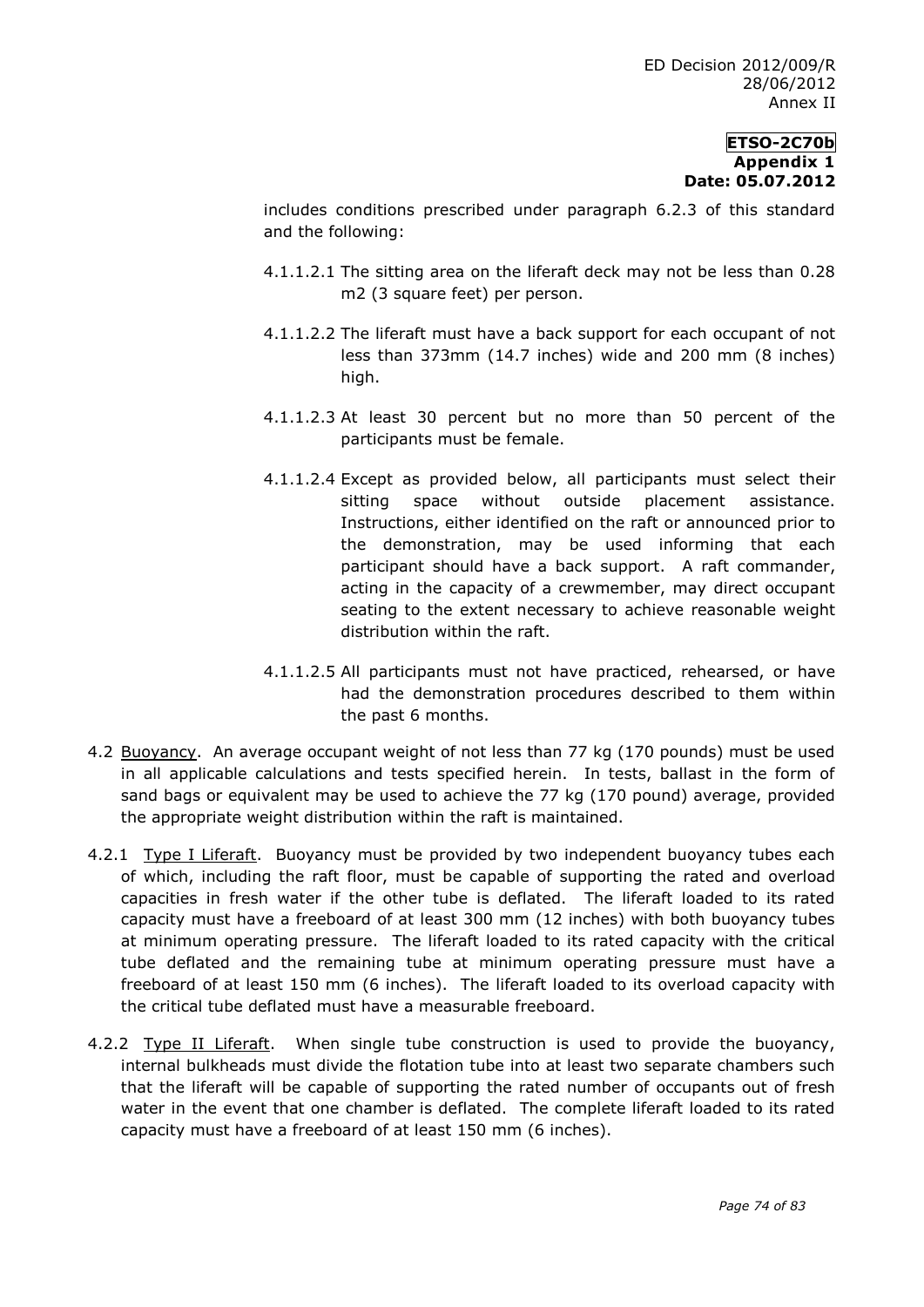includes conditions prescribed under paragraph 6.2.3 of this standard and the following:

4.1.1.2.1 The sitting area on the liferaft deck may not be less than 0.28 m2 (3 square feet) per person.

4.1.1.2.2 The liferaft must have a back support for each occupant of not less than 373mm (14.7 inches) wide and 200 mm (8 inches) high.

4.1.1.2.3 At least 30 percent but no more than 50 percent of the participants must be female.

4.1.1.2.4 Except as provided below, all participants must select their sitting space without outside placement assistance. Instructions, either identified on the raft or announced prior to the demonstration, may be used informing that each participant should have a back support. A raft commander, acting in the capacity of a crewmember, may direct occupant seating to the extent necessary to achieve reasonable weight distribution within the raft.

4.1.1.2.5 All participants must not have practiced, rehearsed, or have had the demonstration procedures described to them within the past 6 months.

4.2 Buoyancy. An average occupant weight of not less than 77 kg (170 pounds) must be used in all applicable calculations and tests specified herein. In tests, ballast in the form of sand bags or equivalent may be used to achieve the 77 kg (170 pound) average, provided the appropriate weight distribution within the raft is maintained.

4.2.1 Type I Liferaft. Buoyancy must be provided by two independent buoyancy tubes each of which, including the raft floor, must be capable of supporting the rated and overload capacities in fresh water if the other tube is deflated. The liferaft loaded to its rated capacity must have a freeboard of at least 300 mm (12 inches) with both buoyancy tubes at minimum operating pressure. The liferaft loaded to its rated capacity with the critical tube deflated and the remaining tube at minimum operating pressure must have a freeboard of at least 150 mm (6 inches). The liferaft loaded to its overload capacity with the critical tube deflated must have a measurable freeboard.

4.2.2 Type II Liferaft. When single tube construction is used to provide the buoyancy, internal bulkheads must divide the flotation tube into at least two separate chambers such that the liferaft will be capable of supporting the rated number of occupants out of fresh water in the event that one chamber is deflated. The complete liferaft loaded to its rated capacity must have a freeboard of at least 150 mm (6 inches).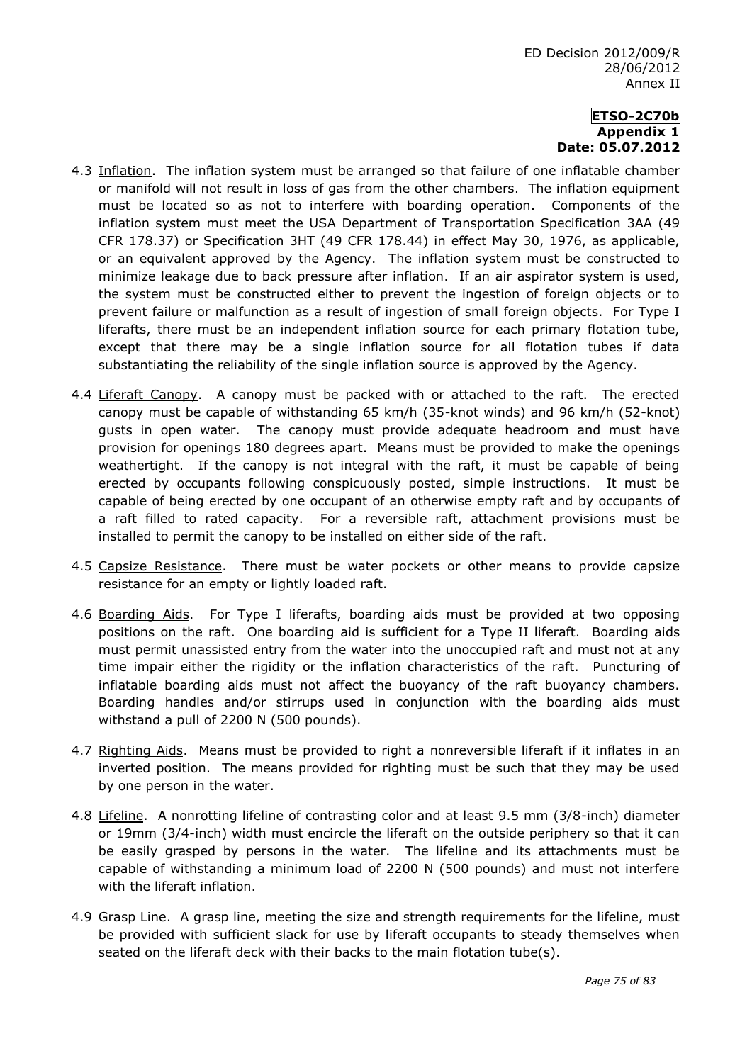4.3 Inflation. The inflation system must be arranged so that failure of one inflatable chamber or manifold will not result in loss of gas from the other chambers. The inflation equipment must be located so as not to interfere with boarding operation. Components of the inflation system must meet the USA Department of Transportation Specification 3AA (49 CFR 178.37) or Specification 3HT (49 CFR 178.44) in effect May 30, 1976, as applicable, or an equivalent approved by the Agency. The inflation system must be constructed to minimize leakage due to back pressure after inflation. If an air aspirator system is used, the system must be constructed either to prevent the ingestion of foreign objects or to prevent failure or malfunction as a result of ingestion of small foreign objects. For Type I liferafts, there must be an independent inflation source for each primary flotation tube, except that there may be a single inflation source for all flotation tubes if data substantiating the reliability of the single inflation source is approved by the Agency.

4.4 Liferaft Canopy. A canopy must be packed with or attached to the raft. The erected canopy must be capable of withstanding 65 km/h (35-knot winds) and 96 km/h (52-knot) gusts in open water. The canopy must provide adequate headroom and must have provision for openings 180 degrees apart. Means must be provided to make the openings weathertight. If the canopy is not integral with the raft, it must be capable of being erected by occupants following conspicuously posted, simple instructions. It must be capable of being erected by one occupant of an otherwise empty raft and by occupants of a raft filled to rated capacity. For a reversible raft, attachment provisions must be installed to permit the canopy to be installed on either side of the raft.

4.5 Capsize Resistance. There must be water pockets or other means to provide capsize resistance for an empty or lightly loaded raft.

4.6 Boarding Aids. For Type I liferafts, boarding aids must be provided at two opposing positions on the raft. One boarding aid is sufficient for a Type II liferaft. Boarding aids must permit unassisted entry from the water into the unoccupied raft and must not at any time impair either the rigidity or the inflation characteristics of the raft. Puncturing of inflatable boarding aids must not affect the buoyancy of the raft buoyancy chambers. Boarding handles and/or stirrups used in conjunction with the boarding aids must withstand a pull of 2200 N (500 pounds).

4.7 Righting Aids. Means must be provided to right a nonreversible liferaft if it inflates in an inverted position. The means provided for righting must be such that they may be used by one person in the water.

4.8 Lifeline. A nonrotting lifeline of contrasting color and at least 9.5 mm (3/8-inch) diameter or 19mm (3/4-inch) width must encircle the liferaft on the outside periphery so that it can be easily grasped by persons in the water. The lifeline and its attachments must be capable of withstanding a minimum load of 2200 N (500 pounds) and must not interfere with the liferaft inflation.

4.9 Grasp Line. A grasp line, meeting the size and strength requirements for the lifeline, must be provided with sufficient slack for use by liferaft occupants to steady themselves when seated on the liferaft deck with their backs to the main flotation tube(s).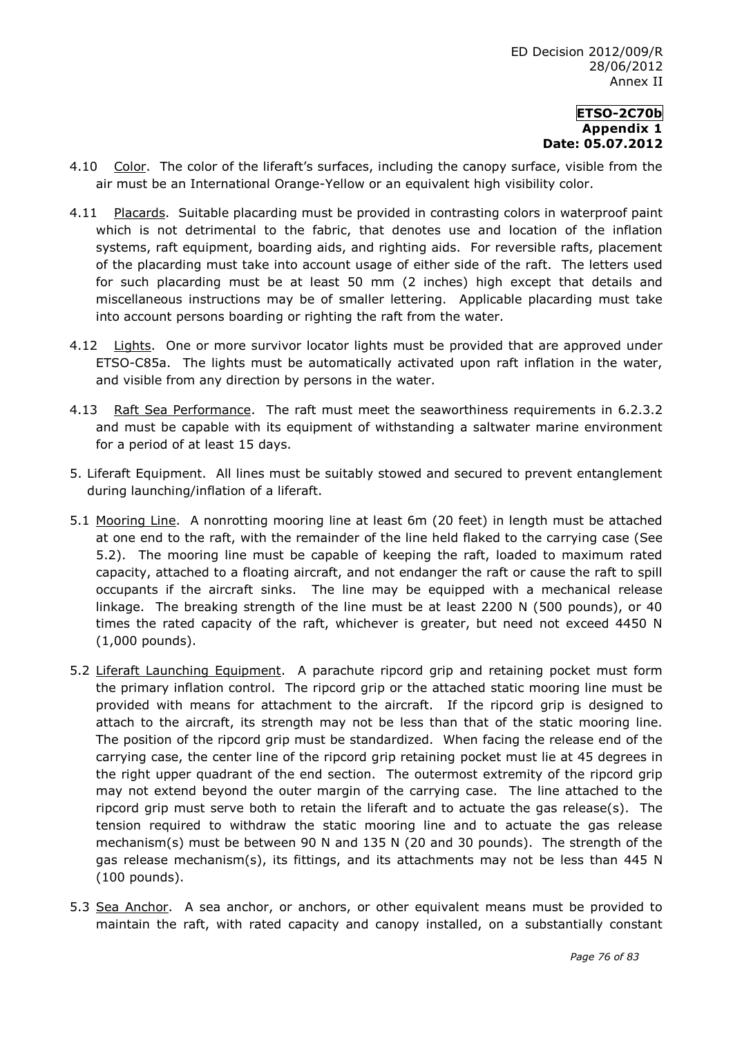4.10 Color. The color of the liferaft's surfaces, including the canopy surface, visible from the air must be an International Orange-Yellow or an equivalent high visibility color.

4.11 Placards. Suitable placarding must be provided in contrasting colors in waterproof paint which is not detrimental to the fabric, that denotes use and location of the inflation systems, raft equipment, boarding aids, and righting aids. For reversible rafts, placement of the placarding must take into account usage of either side of the raft. The letters used for such placarding must be at least 50 mm (2 inches) high except that details and miscellaneous instructions may be of smaller lettering. Applicable placarding must take into account persons boarding or righting the raft from the water.

4.12 Lights. One or more survivor locator lights must be provided that are approved under ETSO-C85a. The lights must be automatically activated upon raft inflation in the water, and visible from any direction by persons in the water.

4.13 Raft Sea Performance. The raft must meet the seaworthiness requirements in 6.2.3.2 and must be capable with its equipment of withstanding a saltwater marine environment for a period of at least 15 days.

5. Liferaft Equipment. All lines must be suitably stowed and secured to prevent entanglement during launching/inflation of a liferaft.

5.1 Mooring Line. A nonrotting mooring line at least 6m (20 feet) in length must be attached at one end to the raft, with the remainder of the line held flaked to the carrying case (See 5.2). The mooring line must be capable of keeping the raft, loaded to maximum rated capacity, attached to a floating aircraft, and not endanger the raft or cause the raft to spill occupants if the aircraft sinks. The line may be equipped with a mechanical release linkage. The breaking strength of the line must be at least 2200 N (500 pounds), or 40 times the rated capacity of the raft, whichever is greater, but need not exceed 4450 N (1,000 pounds).

5.2 Liferaft Launching Equipment. A parachute ripcord grip and retaining pocket must form the primary inflation control. The ripcord grip or the attached static mooring line must be provided with means for attachment to the aircraft. If the ripcord grip is designed to attach to the aircraft, its strength may not be less than that of the static mooring line. The position of the ripcord grip must be standardized. When facing the release end of the carrying case, the center line of the ripcord grip retaining pocket must lie at 45 degrees in the right upper quadrant of the end section. The outermost extremity of the ripcord grip may not extend beyond the outer margin of the carrying case. The line attached to the ripcord grip must serve both to retain the liferaft and to actuate the gas release(s). The tension required to withdraw the static mooring line and to actuate the gas release mechanism(s) must be between 90 N and 135 N (20 and 30 pounds). The strength of the gas release mechanism(s), its fittings, and its attachments may not be less than 445 N (100 pounds).

5.3 Sea Anchor. A sea anchor, or anchors, or other equivalent means must be provided to maintain the raft, with rated capacity and canopy installed, on a substantially constant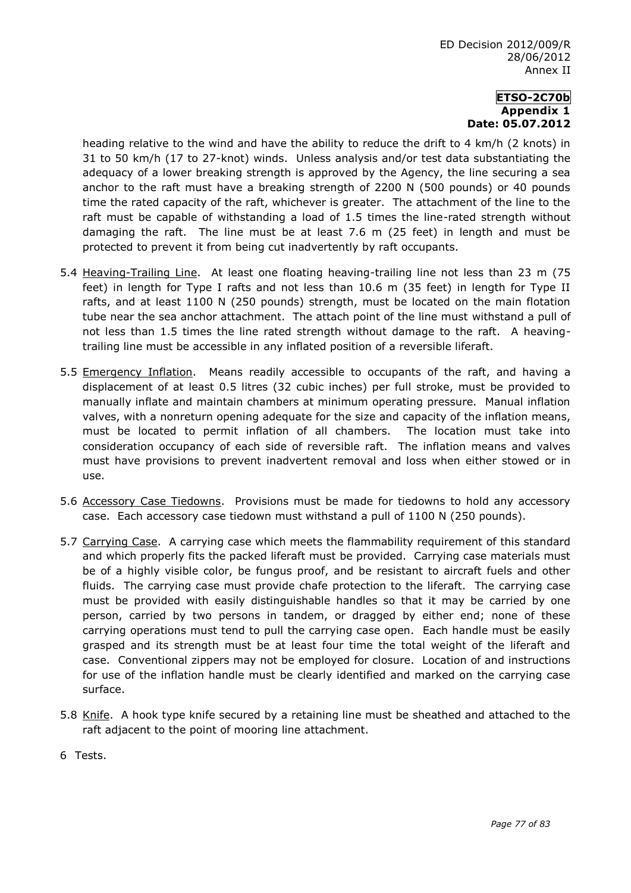heading relative to the wind and have the ability to reduce the drift to 4 km/h (2 knots) in 31 to 50 km/h (17 to 27-knot) winds. Unless analysis and/or test data substantiating the adequacy of a lower breaking strength is approved by the Agency, the line securing a sea anchor to the raft must have a breaking strength of 2200 N (500 pounds) or 40 pounds time the rated capacity of the raft, whichever is greater. The attachment of the line to the raft must be capable of withstanding a load of 1.5 times the line-rated strength without damaging the raft. The line must be at least 7.6 m (25 feet) in length and must be protected to prevent it from being cut inadvertently by raft occupants.

5.4 Heaving-Trailing Line. At least one floating heaving-trailing line not less than 23 m (75 feet) in length for Type I rafts and not less than 10.6 m (35 feet) in length for Type II rafts, and at least 1100 N (250 pounds) strength, must be located on the main flotation tube near the sea anchor attachment. The attach point of the line must withstand a pull of not less than 1.5 times the line rated strength without damage to the raft. A heaving-trailing line must be accessible in any inflated position of a reversible liferaft.

5.5 Emergency Inflation. Means readily accessible to occupants of the raft, and having a displacement of at least 0.5 litres (32 cubic inches) per full stroke, must be provided to manually inflate and maintain chambers at minimum operating pressure. Manual inflation valves, with a nonreturn opening adequate for the size and capacity of the inflation means, must be located to permit inflation of all chambers. The location must take into consideration occupancy of each side of reversible raft. The inflation means and valves must have provisions to prevent inadvertent removal and loss when either stowed or in use.

5.6 Accessory Case Tiedowns. Provisions must be made for tiedowns to hold any accessory case. Each accessory case tiedown must withstand a pull of 1100 N (250 pounds).

5.7 Carrying Case. A carrying case which meets the flammability requirement of this standard and which properly fits the packed liferaft must be provided. Carrying case materials must be of a highly visible color, be fungus proof, and be resistant to aircraft fuels and other fluids. The carrying case must provide chafe protection to the liferaft. The carrying case must be provided with easily distinguishable handles so that it may be carried by one person, carried by two persons in tandem, or dragged by either end; none of these carrying operations must tend to pull the carrying case open. Each handle must be easily grasped and its strength must be at least four time the total weight of the liferaft and case. Conventional zippers may not be employed for closure. Location of and instructions for use of the inflation handle must be clearly identified and marked on the carrying case surface.

5.8 Knife. A hook type knife secured by a retaining line must be sheathed and attached to the raft adjacent to the point of mooring line attachment.

6 Tests.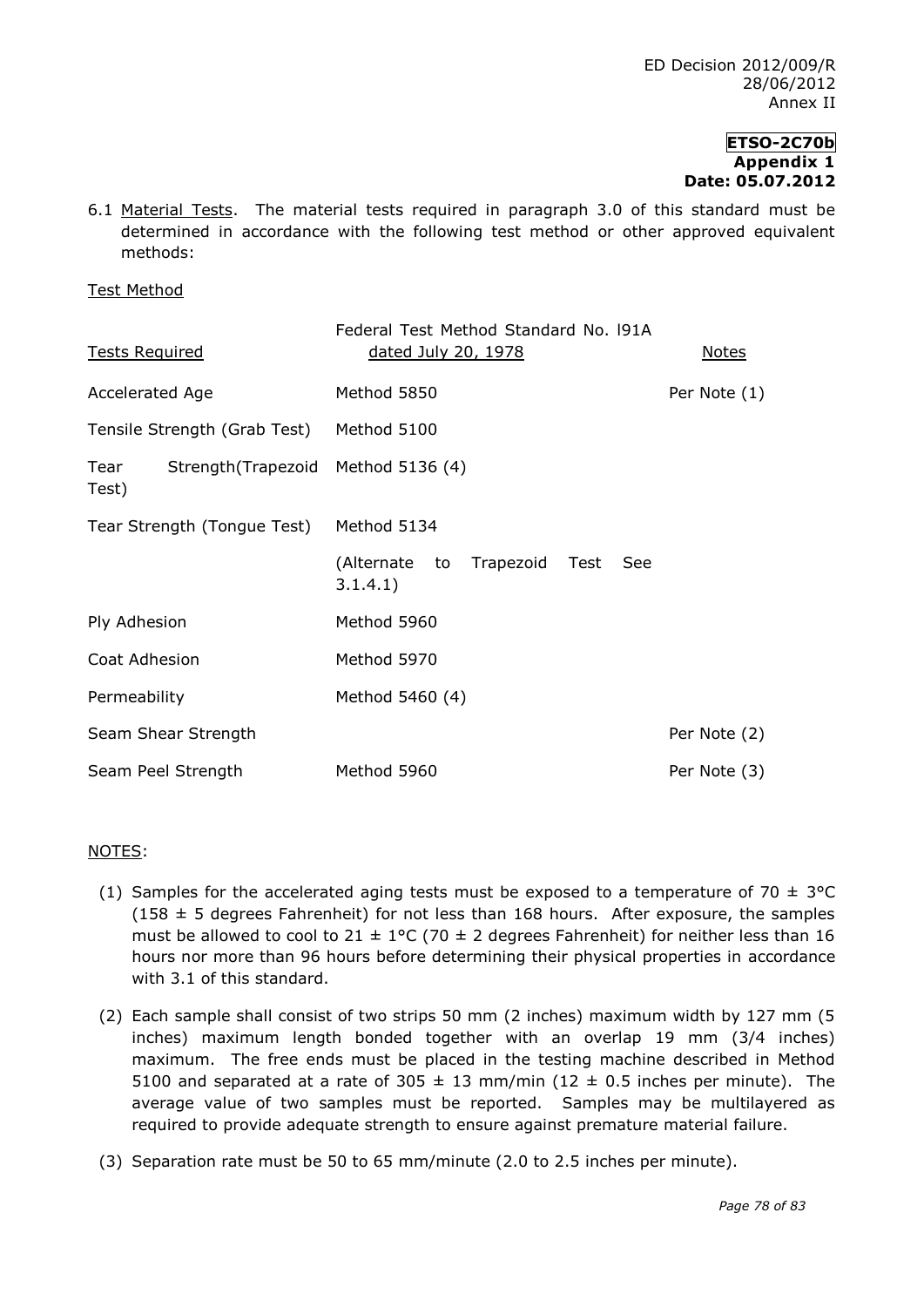6.1 Material Tests. The material tests required in paragraph 3.0 of this standard must be determined in accordance with the following test method or other approved equivalent methods:

Test Method

| Tests Required | Federal Test Method Standard No. l91A dated July 20, 1978 | Notes |
|---|---|---|
| Accelerated Age | Method 5850 | Per Note (1) |
| Tensile Strength (Grab Test) | Method 5100 | |
| Tear Strength(Trapezoid Test) | Method 5136 (4) | |
| Tear Strength (Tongue Test) | Method 5134 | |
| | (Alternate to Trapezoid Test See 3.1.4.1) | |
| Ply Adhesion | Method 5960 | |
| Coat Adhesion | Method 5970 | |
| Permeability | Method 5460 (4) | |
| Seam Shear Strength | | Per Note (2) |
| Seam Peel Strength | Method 5960 | Per Note (3) |

NOTES:

(1) Samples for the accelerated aging tests must be exposed to a temperature of 70 ± 3°C (158 ± 5 degrees Fahrenheit) for not less than 168 hours. After exposure, the samples must be allowed to cool to 21 ± 1°C (70 ± 2 degrees Fahrenheit) for neither less than 16 hours nor more than 96 hours before determining their physical properties in accordance with 3.1 of this standard.

(2) Each sample shall consist of two strips 50 mm (2 inches) maximum width by 127 mm (5 inches) maximum length bonded together with an overlap 19 mm (3/4 inches) maximum. The free ends must be placed in the testing machine described in Method 5100 and separated at a rate of 305 ± 13 mm/min (12 ± 0.5 inches per minute). The average value of two samples must be reported. Samples may be multilayered as required to provide adequate strength to ensure against premature material failure.

(3) Separation rate must be 50 to 65 mm/minute (2.0 to 2.5 inches per minute).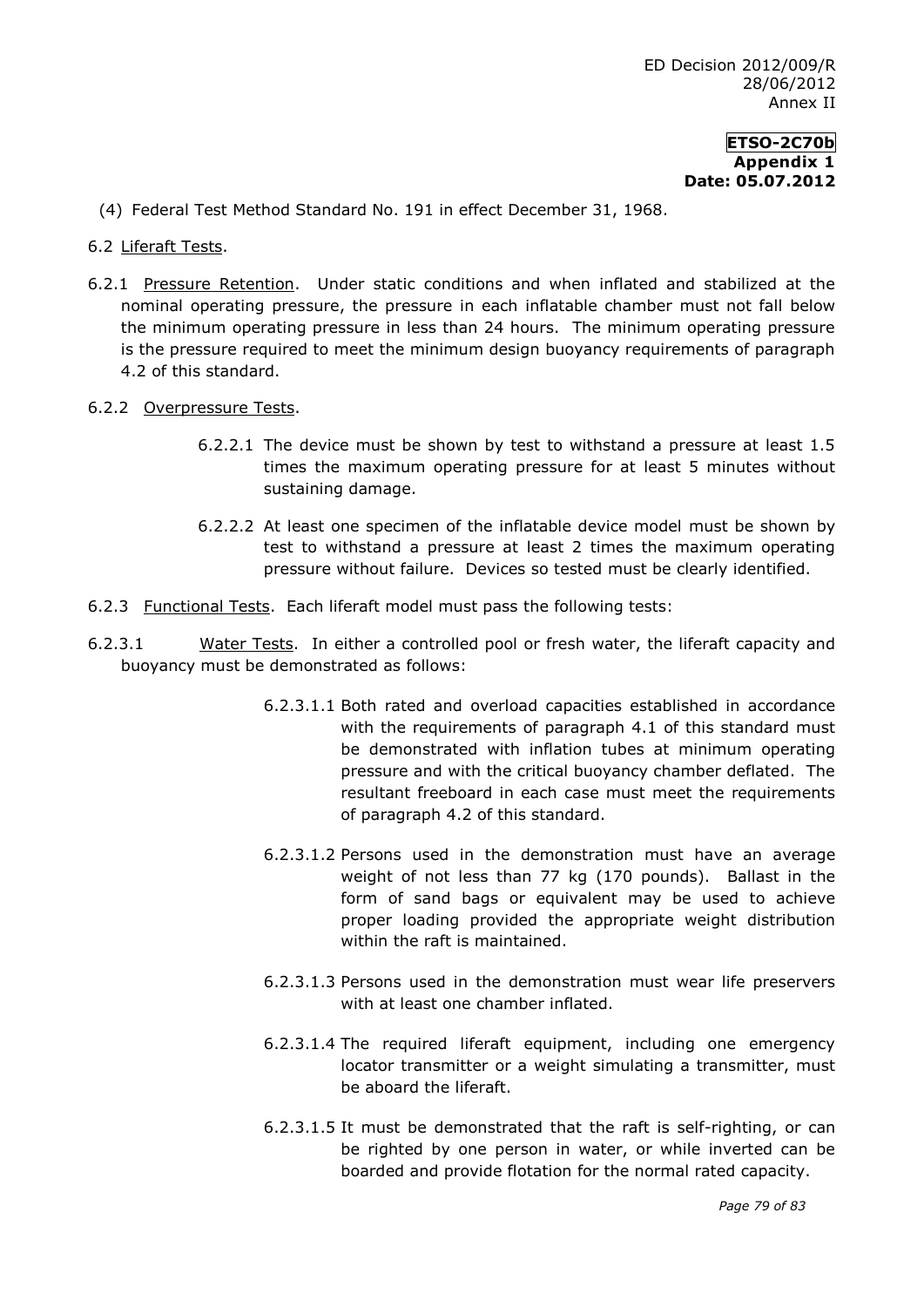(4) Federal Test Method Standard No. 191 in effect December 31, 1968.

6.2 Liferaft Tests.

6.2.1 Pressure Retention. Under static conditions and when inflated and stabilized at the nominal operating pressure, the pressure in each inflatable chamber must not fall below the minimum operating pressure in less than 24 hours. The minimum operating pressure is the pressure required to meet the minimum design buoyancy requirements of paragraph 4.2 of this standard.

6.2.2 Overpressure Tests.

6.2.2.1 The device must be shown by test to withstand a pressure at least 1.5 times the maximum operating pressure for at least 5 minutes without sustaining damage.

6.2.2.2 At least one specimen of the inflatable device model must be shown by test to withstand a pressure at least 2 times the maximum operating pressure without failure. Devices so tested must be clearly identified.

6.2.3 Functional Tests. Each liferaft model must pass the following tests:

6.2.3.1 Water Tests. In either a controlled pool or fresh water, the liferaft capacity and buoyancy must be demonstrated as follows:

6.2.3.1.1 Both rated and overload capacities established in accordance with the requirements of paragraph 4.1 of this standard must be demonstrated with inflation tubes at minimum operating pressure and with the critical buoyancy chamber deflated. The resultant freeboard in each case must meet the requirements of paragraph 4.2 of this standard.

6.2.3.1.2 Persons used in the demonstration must have an average weight of not less than 77 kg (170 pounds). Ballast in the form of sand bags or equivalent may be used to achieve proper loading provided the appropriate weight distribution within the raft is maintained.

6.2.3.1.3 Persons used in the demonstration must wear life preservers with at least one chamber inflated.

6.2.3.1.4 The required liferaft equipment, including one emergency locator transmitter or a weight simulating a transmitter, must be aboard the liferaft.

6.2.3.1.5 It must be demonstrated that the raft is self-righting, or can be righted by one person in water, or while inverted can be boarded and provide flotation for the normal rated capacity.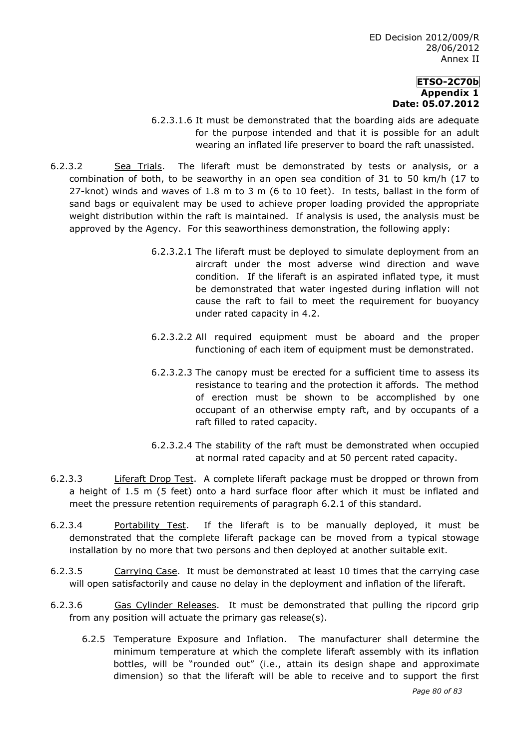6.2.3.1.6 It must be demonstrated that the boarding aids are adequate for the purpose intended and that it is possible for an adult wearing an inflated life preserver to board the raft unassisted.

6.2.3.2 Sea Trials. The liferaft must be demonstrated by tests or analysis, or a combination of both, to be seaworthy in an open sea condition of 31 to 50 km/h (17 to 27-knot) winds and waves of 1.8 m to 3 m (6 to 10 feet). In tests, ballast in the form of sand bags or equivalent may be used to achieve proper loading provided the appropriate weight distribution within the raft is maintained. If analysis is used, the analysis must be approved by the Agency. For this seaworthiness demonstration, the following apply:

6.2.3.2.1 The liferaft must be deployed to simulate deployment from an aircraft under the most adverse wind direction and wave condition. If the liferaft is an aspirated inflated type, it must be demonstrated that water ingested during inflation will not cause the raft to fail to meet the requirement for buoyancy under rated capacity in 4.2.

6.2.3.2.2 All required equipment must be aboard and the proper functioning of each item of equipment must be demonstrated.

6.2.3.2.3 The canopy must be erected for a sufficient time to assess its resistance to tearing and the protection it affords. The method of erection must be shown to be accomplished by one occupant of an otherwise empty raft, and by occupants of a raft filled to rated capacity.

6.2.3.2.4 The stability of the raft must be demonstrated when occupied at normal rated capacity and at 50 percent rated capacity.

6.2.3.3 Liferaft Drop Test. A complete liferaft package must be dropped or thrown from a height of 1.5 m (5 feet) onto a hard surface floor after which it must be inflated and meet the pressure retention requirements of paragraph 6.2.1 of this standard.

6.2.3.4 Portability Test. If the liferaft is to be manually deployed, it must be demonstrated that the complete liferaft package can be moved from a typical stowage installation by no more that two persons and then deployed at another suitable exit.

6.2.3.5 Carrying Case. It must be demonstrated at least 10 times that the carrying case will open satisfactorily and cause no delay in the deployment and inflation of the liferaft.

6.2.3.6 Gas Cylinder Releases. It must be demonstrated that pulling the ripcord grip from any position will actuate the primary gas release(s).

6.2.5 Temperature Exposure and Inflation. The manufacturer shall determine the minimum temperature at which the complete liferaft assembly with its inflation bottles, will be "rounded out" (i.e., attain its design shape and approximate dimension) so that the liferaft will be able to receive and to support the first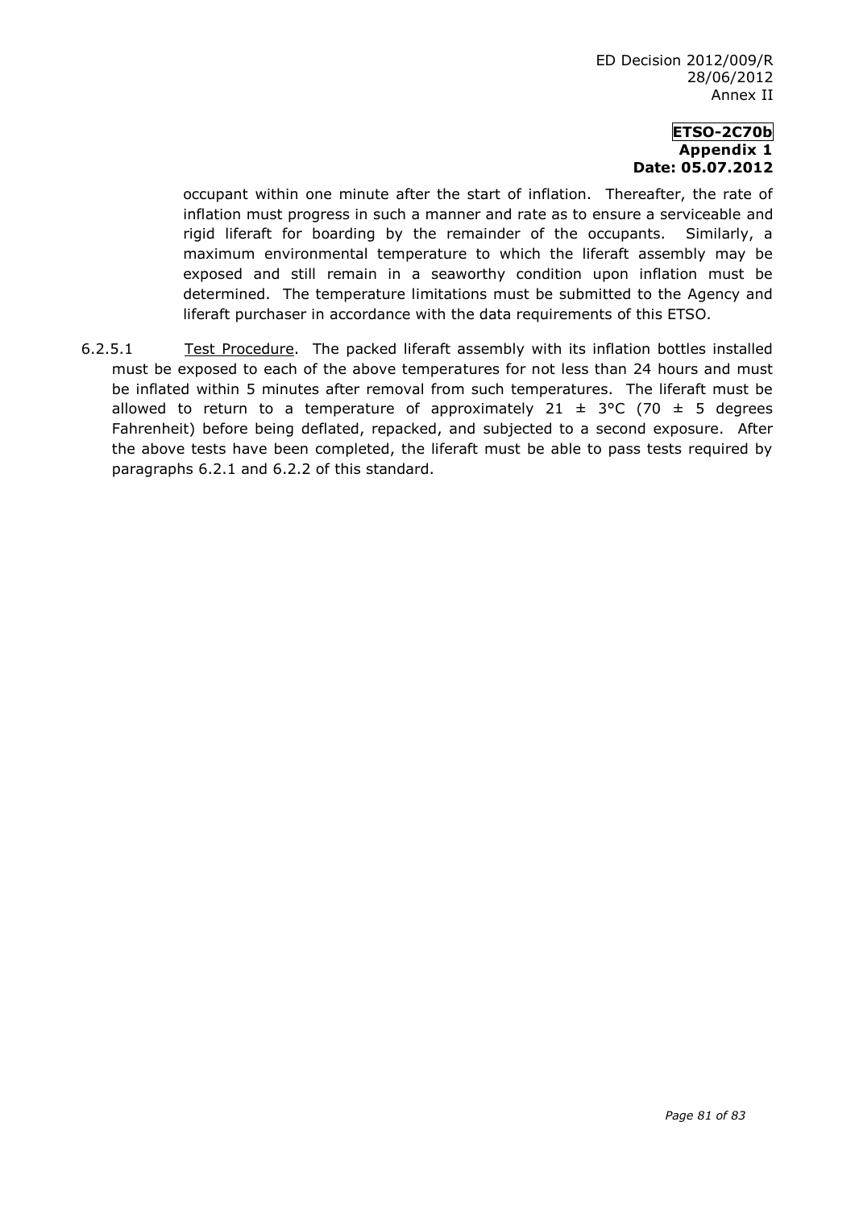occupant within one minute after the start of inflation. Thereafter, the rate of inflation must progress in such a manner and rate as to ensure a serviceable and rigid liferaft for boarding by the remainder of the occupants. Similarly, a maximum environmental temperature to which the liferaft assembly may be exposed and still remain in a seaworthy condition upon inflation must be determined. The temperature limitations must be submitted to the Agency and liferaft purchaser in accordance with the data requirements of this ETSO.

6.2.5.1 Test Procedure. The packed liferaft assembly with its inflation bottles installed must be exposed to each of the above temperatures for not less than 24 hours and must be inflated within 5 minutes after removal from such temperatures. The liferaft must be allowed to return to a temperature of approximately 21 ± 3°C (70 ± 5 degrees Fahrenheit) before being deflated, repacked, and subjected to a second exposure. After the above tests have been completed, the liferaft must be able to pass tests required by paragraphs 6.2.1 and 6.2.2 of this standard.